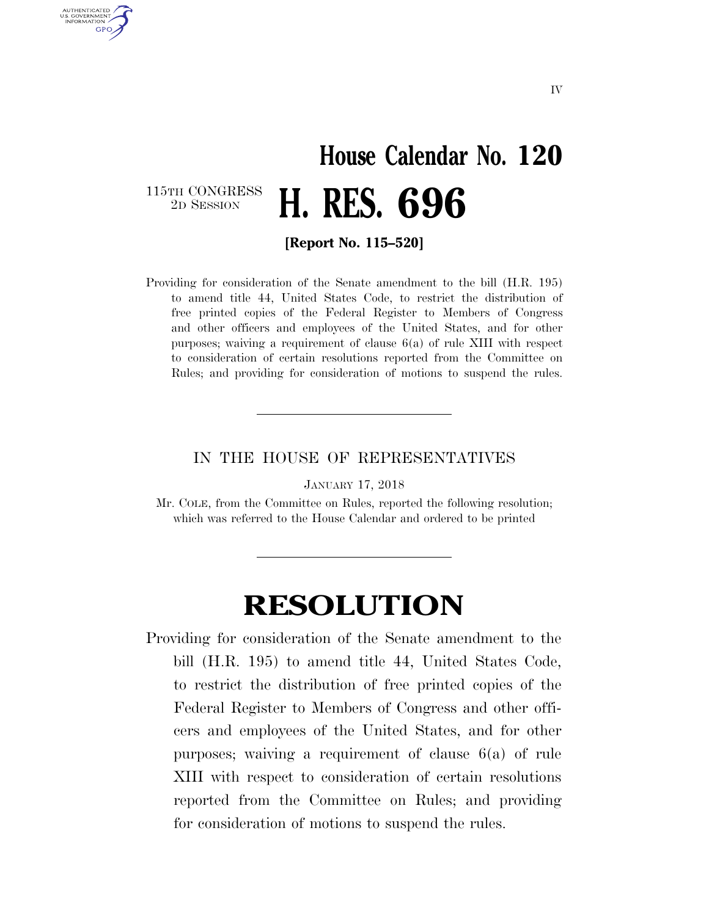# House Calendar No. 120

115TH CONGRESS
2D SESSION

# H. RES. 696

**[Report No. 115–520]**

Providing for consideration of the Senate amendment to the bill (H.R. 195) to amend title 44, United States Code, to restrict the distribution of free printed copies of the Federal Register to Members of Congress and other officers and employees of the United States, and for other purposes; waiving a requirement of clause 6(a) of rule XIII with respect to consideration of certain resolutions reported from the Committee on Rules; and providing for consideration of motions to suspend the rules.

---

IN THE HOUSE OF REPRESENTATIVES

JANUARY 17, 2018

Mr. COLE, from the Committee on Rules, reported the following resolution; which was referred to the House Calendar and ordered to be printed

---

# RESOLUTION

Providing for consideration of the Senate amendment to the bill (H.R. 195) to amend title 44, United States Code, to restrict the distribution of free printed copies of the Federal Register to Members of Congress and other officers and employees of the United States, and for other purposes; waiving a requirement of clause 6(a) of rule XIII with respect to consideration of certain resolutions reported from the Committee on Rules; and providing for consideration of motions to suspend the rules.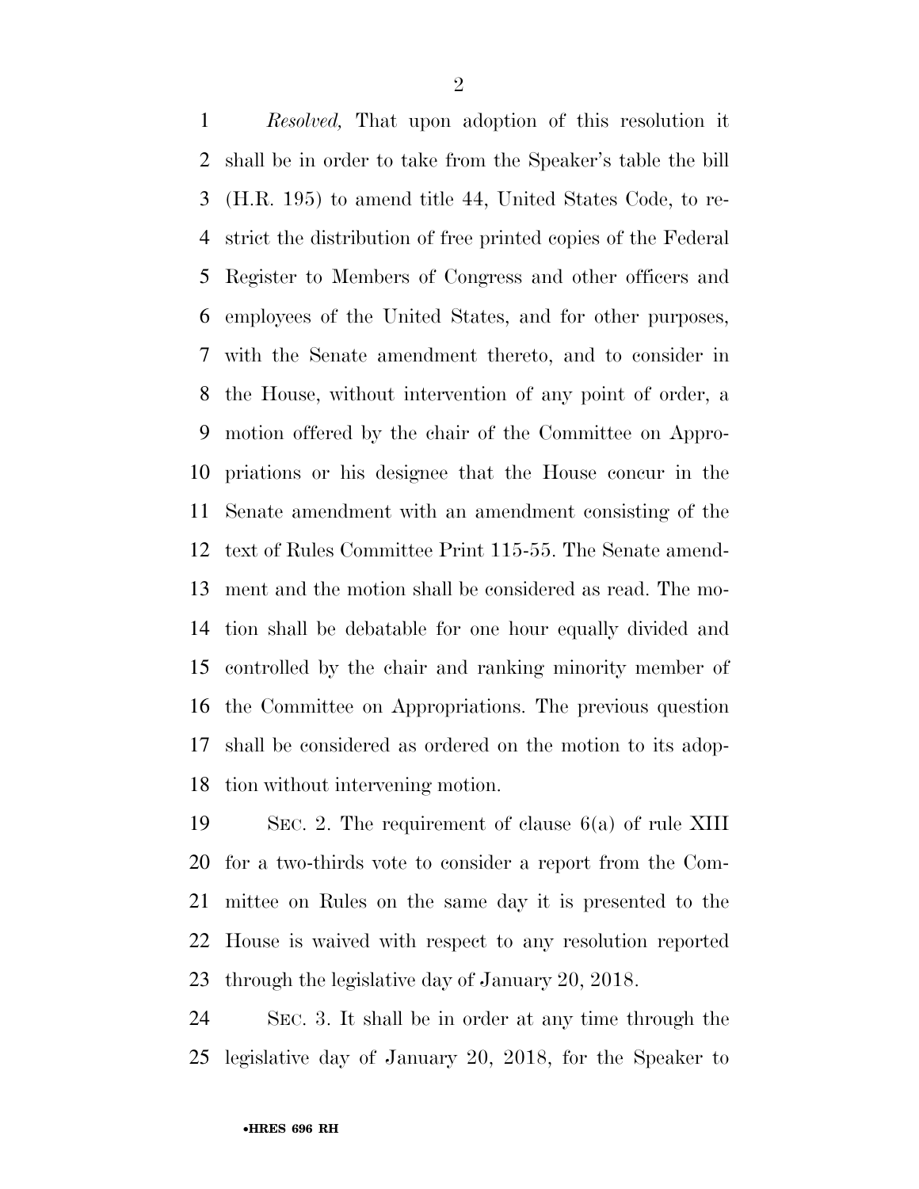*Resolved,* That upon adoption of this resolution it shall be in order to take from the Speaker's table the bill (H.R. 195) to amend title 44, United States Code, to restrict the distribution of free printed copies of the Federal Register to Members of Congress and other officers and employees of the United States, and for other purposes, with the Senate amendment thereto, and to consider in the House, without intervention of any point of order, a motion offered by the chair of the Committee on Appropriations or his designee that the House concur in the Senate amendment with an amendment consisting of the text of Rules Committee Print 115-55. The Senate amendment and the motion shall be considered as read. The motion shall be debatable for one hour equally divided and controlled by the chair and ranking minority member of the Committee on Appropriations. The previous question shall be considered as ordered on the motion to its adoption without intervening motion.

SEC. 2. The requirement of clause 6(a) of rule XIII for a two-thirds vote to consider a report from the Committee on Rules on the same day it is presented to the House is waived with respect to any resolution reported through the legislative day of January 20, 2018.

SEC. 3. It shall be in order at any time through the legislative day of January 20, 2018, for the Speaker to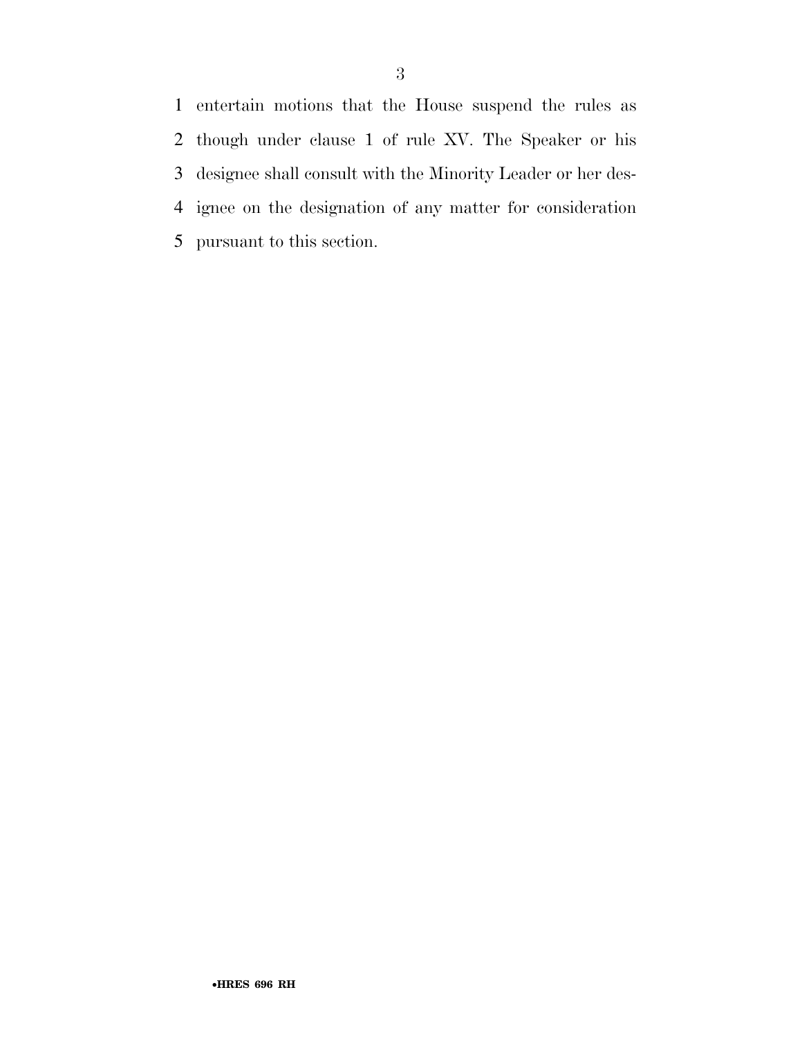entertain motions that the House suspend the rules as though under clause 1 of rule XV. The Speaker or his designee shall consult with the Minority Leader or her designee on the designation of any matter for consideration pursuant to this section.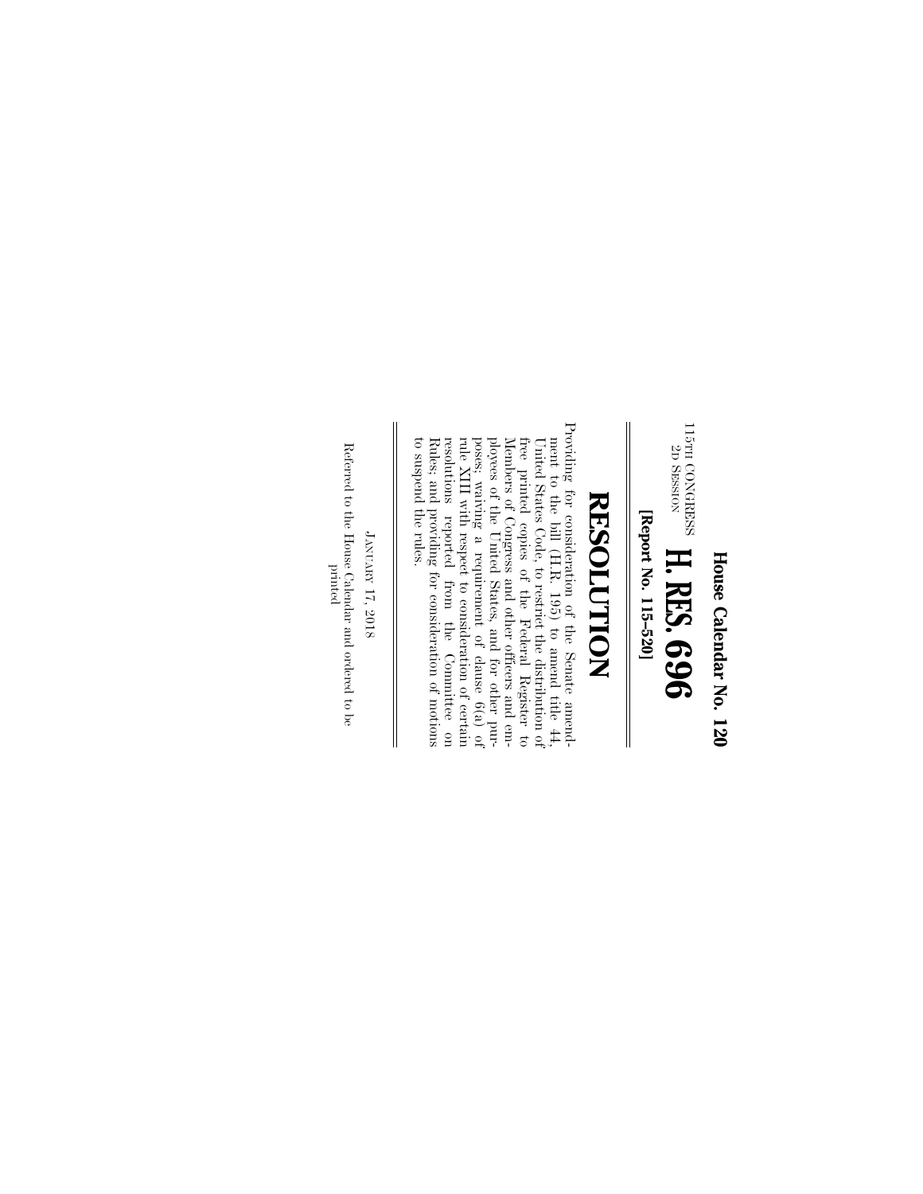House Calendar No. 120

115TH CONGRESS
2D SESSION

# H. RES. 696

**[Report No. 115–520]**

# RESOLUTION

Providing for consideration of the Senate amendment to the bill (H.R. 195) to amend title 44, United States Code, to restrict the distribution of free printed copies of the Federal Register to Members of Congress and other officers and employees of the United States, and for other purposes; waiving a requirement of clause 6(a) of rule XIII with respect to consideration of certain resolutions reported from the Committee on Rules; and providing for consideration of motions to suspend the rules.

JANUARY 17, 2018

Referred to the House Calendar and ordered to be printed